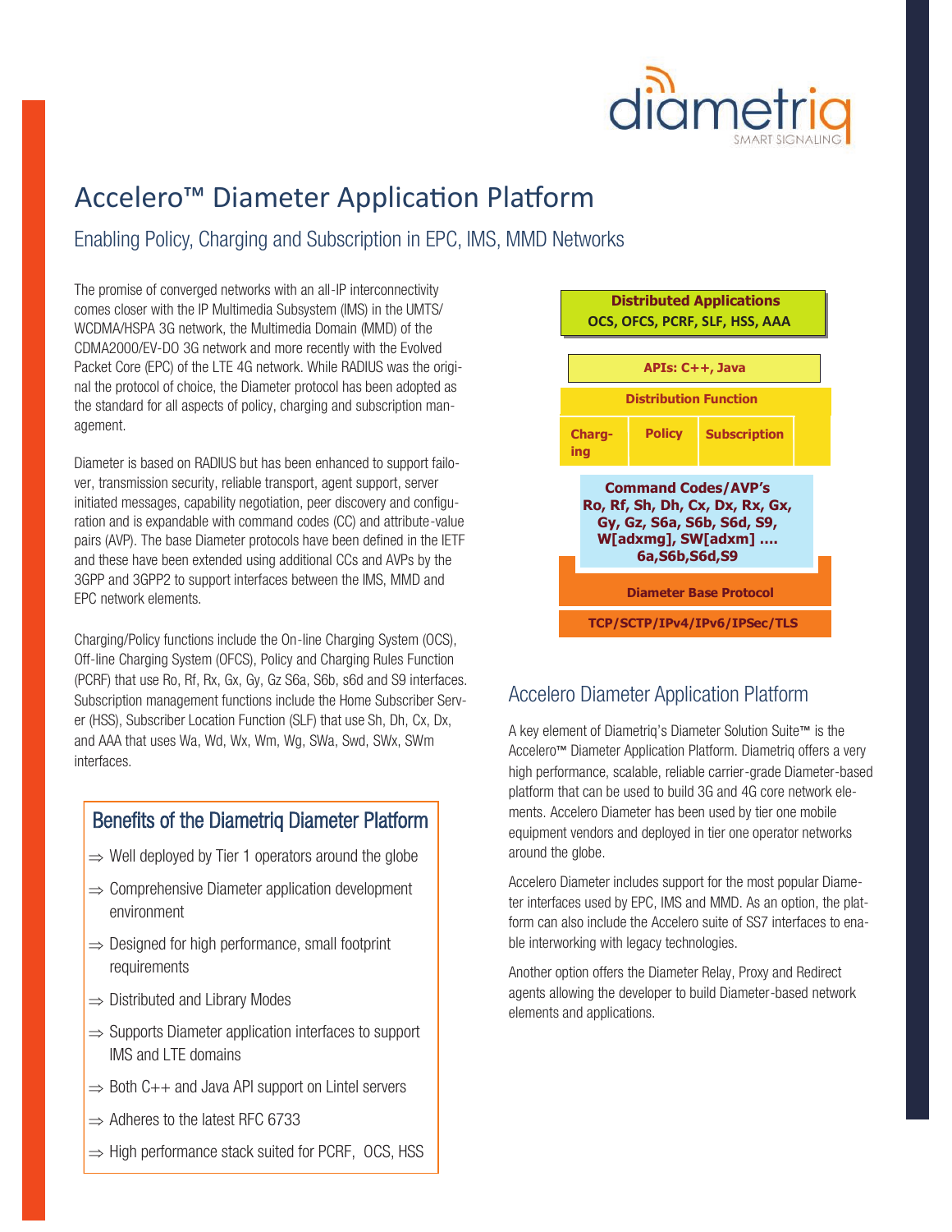# Accelero™ Diameter Application Platform

## Enabling Policy, Charging and Subscription in EPC, IMS, MMD Networks

The promise of converged networks with an all-IP interconnectivity comes closer with the IP Multimedia Subsystem (IMS) in the UMTS/WCDMA/HSPA 3G network, the Multimedia Domain (MMD) of the CDMA2000/EV-DO 3G network and more recently with the Evolved Packet Core (EPC) of the LTE 4G network. While RADIUS was the original the protocol of choice, the Diameter protocol has been adopted as the standard for all aspects of policy, charging and subscription management.

Diameter is based on RADIUS but has been enhanced to support failover, transmission security, reliable transport, agent support, server initiated messages, capability negotiation, peer discovery and configuration and is expandable with command codes (CC) and attribute-value pairs (AVP). The base Diameter protocols have been defined in the IETF and these have been extended using additional CCs and AVPs by the 3GPP and 3GPP2 to support interfaces between the IMS, MMD and EPC network elements.

Charging/Policy functions include the On-line Charging System (OCS), Off-line Charging System (OFCS), Policy and Charging Rules Function (PCRF) that use Ro, Rf, Rx, Gx, Gy, Gz S6a, S6b, s6d and S9 interfaces. Subscription management functions include the Home Subscriber Server (HSS), Subscriber Location Function (SLF) that use Sh, Dh, Cx, Dx, and AAA that uses Wa, Wd, Wx, Wm, Wg, SWa, Swd, SWx, SWm interfaces.

### Benefits of the Diametriq Diameter Platform

- ⇒ Well deployed by Tier 1 operators around the globe
- ⇒ Comprehensive Diameter application development environment
- ⇒ Designed for high performance, small footprint requirements
- ⇒ Distributed and Library Modes
- ⇒ Supports Diameter application interfaces to support IMS and LTE domains
- ⇒ Both C++ and Java API support on Lintel servers
- ⇒ Adheres to the latest RFC 6733
- ⇒ High performance stack suited for PCRF, OCS, HSS

**Distributed Applications**
**OCS, OFCS, PCRF, SLF, HSS, AAA**

**APIs: C++, Java**

**Distribution Function**

**Charg-ing** | **Policy** | **Subscription**

**Command Codes/AVP's**
**Ro, Rf, Sh, Dh, Cx, Dx, Rx, Gx, Gy, Gz, S6a, S6b, S6d, S9, W[adxmg], SW[adxm] .... 6a,S6b,S6d,S9**

**Diameter Base Protocol**

**TCP/SCTP/IPv4/IPv6/IPSec/TLS**

## Accelero Diameter Application Platform

A key element of Diametriq's Diameter Solution Suite™ is the Accelero™ Diameter Application Platform. Diametriq offers a very high performance, scalable, reliable carrier-grade Diameter-based platform that can be used to build 3G and 4G core network elements. Accelero Diameter has been used by tier one mobile equipment vendors and deployed in tier one operator networks around the globe.

Accelero Diameter includes support for the most popular Diameter interfaces used by EPC, IMS and MMD. As an option, the platform can also include the Accelero suite of SS7 interfaces to enable interworking with legacy technologies.

Another option offers the Diameter Relay, Proxy and Redirect agents allowing the developer to build Diameter-based network elements and applications.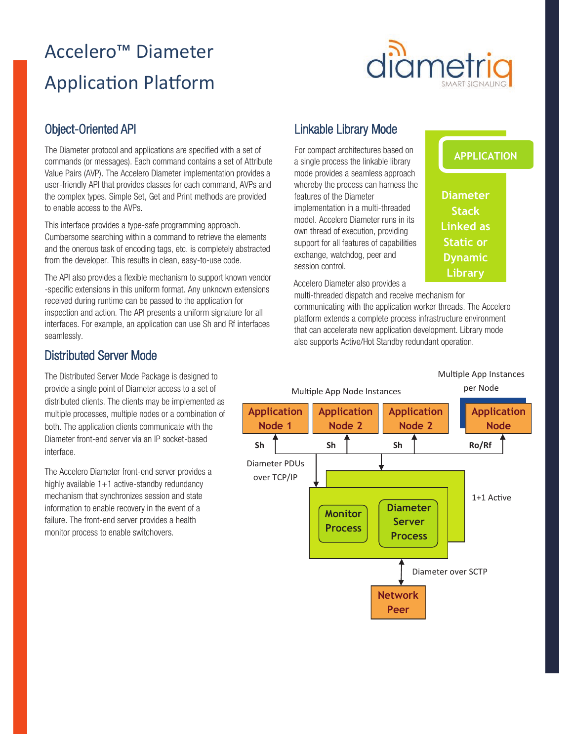# Accelero™ Diameter Application Platform

## Object-Oriented API

The Diameter protocol and applications are specified with a set of commands (or messages). Each command contains a set of Attribute Value Pairs (AVP). The Accelero Diameter implementation provides a user-friendly API that provides classes for each command, AVPs and the complex types. Simple Set, Get and Print methods are provided to enable access to the AVPs.

This interface provides a type-safe programming approach. Cumbersome searching within a command to retrieve the elements and the onerous task of encoding tags, etc. is completely abstracted from the developer. This results in clean, easy-to-use code.

The API also provides a flexible mechanism to support known vendor -specific extensions in this uniform format. Any unknown extensions received during runtime can be passed to the application for inspection and action. The API presents a uniform signature for all interfaces. For example, an application can use Sh and Rf interfaces seamlessly.

## Distributed Server Mode

The Distributed Server Mode Package is designed to provide a single point of Diameter access to a set of distributed clients. The clients may be implemented as multiple processes, multiple nodes or a combination of both. The application clients communicate with the Diameter front-end server via an IP socket-based interface.

The Accelero Diameter front-end server provides a highly available 1+1 active-standby redundancy mechanism that synchronizes session and state information to enable recovery in the event of a failure. The front-end server provides a health monitor process to enable switchovers.

## Linkable Library Mode

For compact architectures based on a single process the linkable library mode provides a seamless approach whereby the process can harness the features of the Diameter implementation in a multi-threaded model. Accelero Diameter runs in its own thread of execution, providing support for all features of capabilities exchange, watchdog, peer and session control.

APPLICATION

Diameter Stack Linked as Static or Dynamic Library

Accelero Diameter also provides a multi-threaded dispatch and receive mechanism for communicating with the application worker threads. The Accelero platform extends a complete process infrastructure environment that can accelerate new application development. Library mode also supports Active/Hot Standby redundant operation.

Multiple App Node Instances | Multiple App Instances per Node

Application Node 1 (Sh) | Application Node 2 (Sh) | Application Node 2 (Sh) | Application Node (Ro/Rf)

Diameter PDUs over TCP/IP

Monitor Process | Diameter Server Process — 1+1 Active

Diameter over SCTP

Network Peer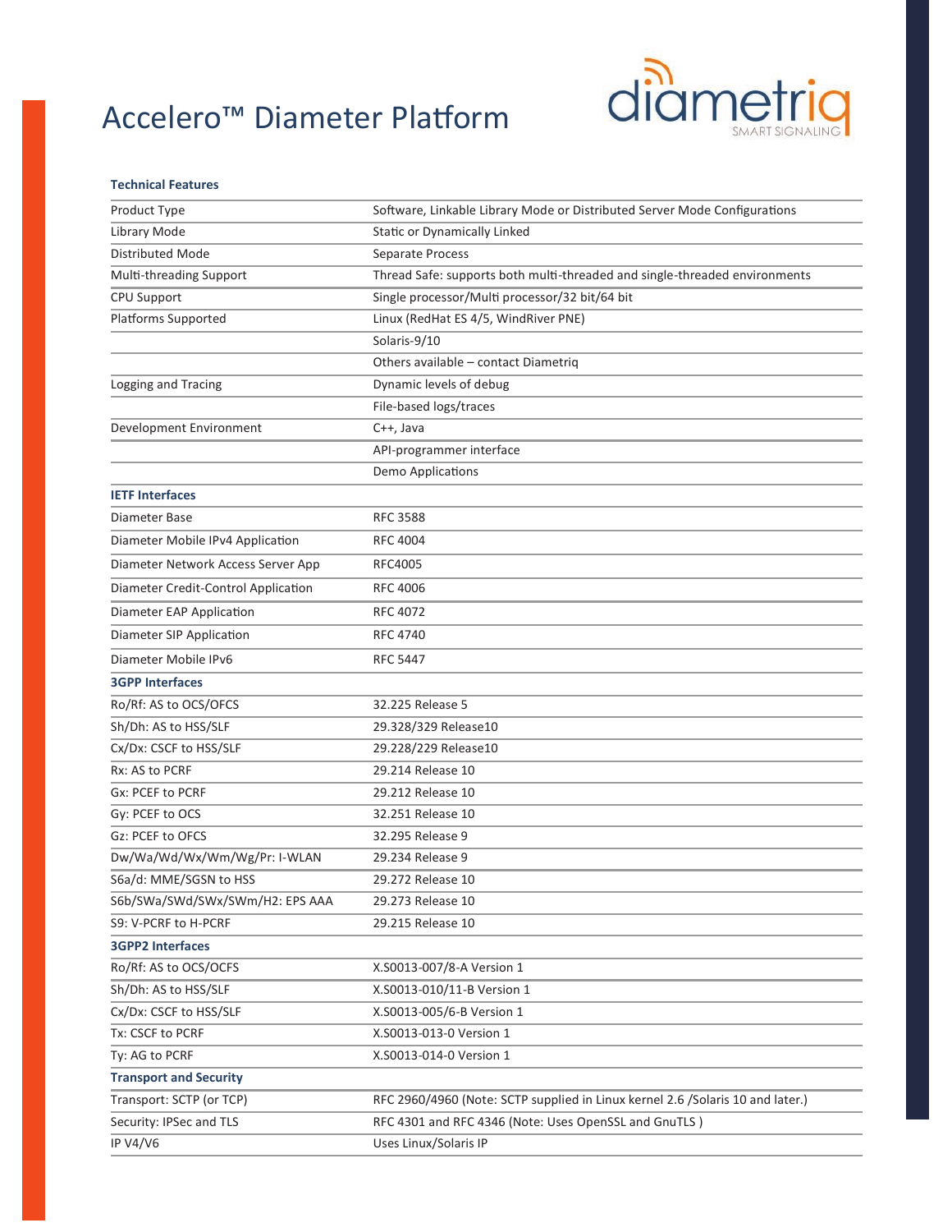# Accelero™ Diameter Platform

**Technical Features**

| | |
|---|---|
| Product Type | Software, Linkable Library Mode or Distributed Server Mode Configurations |
| Library Mode | Static or Dynamically Linked |
| Distributed Mode | Separate Process |
| Multi-threading Support | Thread Safe: supports both multi-threaded and single-threaded environments |
| CPU Support | Single processor/Multi processor/32 bit/64 bit |
| Platforms Supported | Linux (RedHat ES 4/5, WindRiver PNE) |
| | Solaris-9/10 |
| | Others available – contact Diametriq |
| Logging and Tracing | Dynamic levels of debug |
| | File-based logs/traces |
| Development Environment | C++, Java |
| | API-programmer interface |
| | Demo Applications |
| **IETF Interfaces** | |
| Diameter Base | RFC 3588 |
| Diameter Mobile IPv4 Application | RFC 4004 |
| Diameter Network Access Server App | RFC4005 |
| Diameter Credit-Control Application | RFC 4006 |
| Diameter EAP Application | RFC 4072 |
| Diameter SIP Application | RFC 4740 |
| Diameter Mobile IPv6 | RFC 5447 |
| **3GPP Interfaces** | |
| Ro/Rf: AS to OCS/OFCS | 32.225 Release 5 |
| Sh/Dh: AS to HSS/SLF | 29.328/329 Release10 |
| Cx/Dx: CSCF to HSS/SLF | 29.228/229 Release10 |
| Rx: AS to PCRF | 29.214 Release 10 |
| Gx: PCEF to PCRF | 29.212 Release 10 |
| Gy: PCEF to OCS | 32.251 Release 10 |
| Gz: PCEF to OFCS | 32.295 Release 9 |
| Dw/Wa/Wd/Wx/Wm/Wg/Pr: I-WLAN | 29.234 Release 9 |
| S6a/d: MME/SGSN to HSS | 29.272 Release 10 |
| S6b/SWa/SWd/SWx/SWm/H2: EPS AAA | 29.273 Release 10 |
| S9: V-PCRF to H-PCRF | 29.215 Release 10 |
| **3GPP2 Interfaces** | |
| Ro/Rf: AS to OCS/OCFS | X.S0013-007/8-A Version 1 |
| Sh/Dh: AS to HSS/SLF | X.S0013-010/11-B Version 1 |
| Cx/Dx: CSCF to HSS/SLF | X.S0013-005/6-B Version 1 |
| Tx: CSCF to PCRF | X.S0013-013-0 Version 1 |
| Ty: AG to PCRF | X.S0013-014-0 Version 1 |
| **Transport and Security** | |
| Transport: SCTP (or TCP) | RFC 2960/4960 (Note: SCTP supplied in Linux kernel 2.6 /Solaris 10 and later.) |
| Security: IPSec and TLS | RFC 4301 and RFC 4346 (Note: Uses OpenSSL and GnuTLS ) |
| IP V4/V6 | Uses Linux/Solaris IP |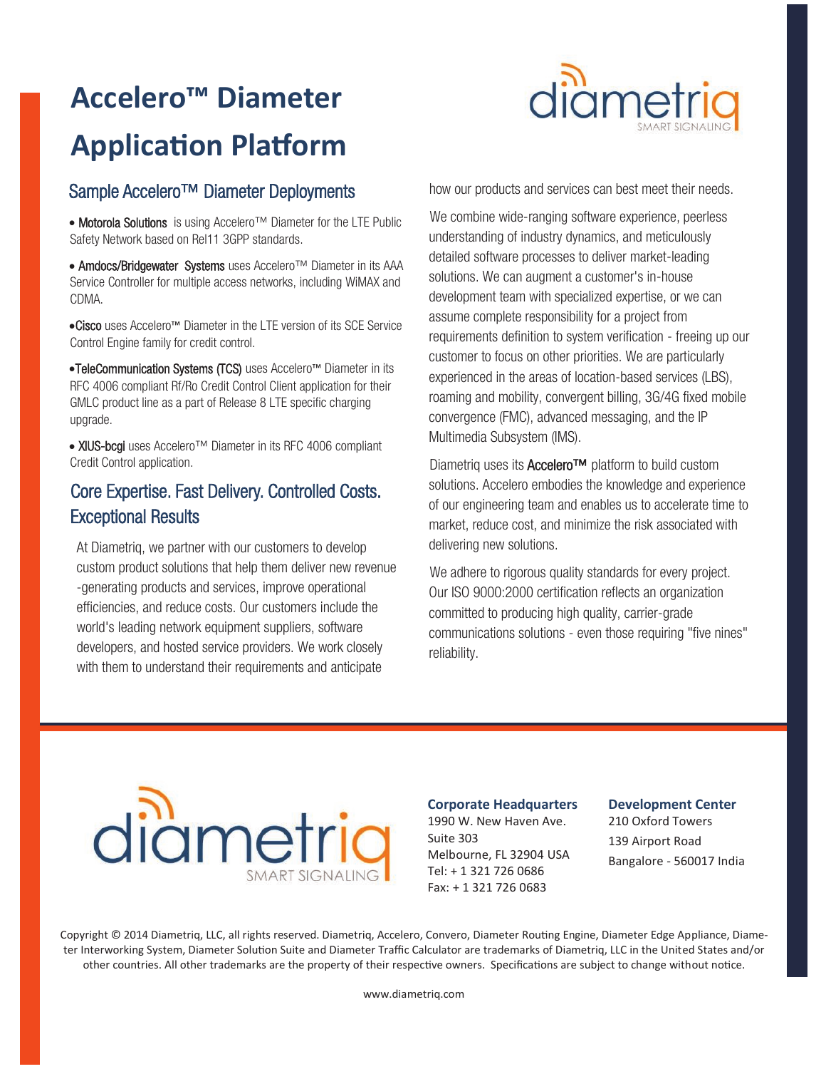# Accelero™ Diameter Application Platform

## Sample Accelero™ Diameter Deployments

- **Motorola Solutions** is using Accelero™ Diameter for the LTE Public Safety Network based on Rel11 3GPP standards.
- **Amdocs/Bridgewater Systems** uses Accelero™ Diameter in its AAA Service Controller for multiple access networks, including WiMAX and CDMA.
- **Cisco** uses Accelero™ Diameter in the LTE version of its SCE Service Control Engine family for credit control.
- **TeleCommunication Systems (TCS)** uses Accelero™ Diameter in its RFC 4006 compliant Rf/Ro Credit Control Client application for their GMLC product line as a part of Release 8 LTE specific charging upgrade.
- **XIUS-bcgi** uses Accelero™ Diameter in its RFC 4006 compliant Credit Control application.

## Core Expertise. Fast Delivery. Controlled Costs. Exceptional Results

At Diametriq, we partner with our customers to develop custom product solutions that help them deliver new revenue-generating products and services, improve operational efficiencies, and reduce costs. Our customers include the world's leading network equipment suppliers, software developers, and hosted service providers. We work closely with them to understand their requirements and anticipate how our products and services can best meet their needs.

We combine wide-ranging software experience, peerless understanding of industry dynamics, and meticulously detailed software processes to deliver market-leading solutions. We can augment a customer's in-house development team with specialized expertise, or we can assume complete responsibility for a project from requirements definition to system verification - freeing up our customer to focus on other priorities. We are particularly experienced in the areas of location-based services (LBS), roaming and mobility, convergent billing, 3G/4G fixed mobile convergence (FMC), advanced messaging, and the IP Multimedia Subsystem (IMS).

Diametriq uses its **Accelero™** platform to build custom solutions. Accelero embodies the knowledge and experience of our engineering team and enables us to accelerate time to market, reduce cost, and minimize the risk associated with delivering new solutions.

We adhere to rigorous quality standards for every project. Our ISO 9000:2000 certification reflects an organization committed to producing high quality, carrier-grade communications solutions - even those requiring "five nines" reliability.

**Corporate Headquarters**
1990 W. New Haven Ave.
Suite 303
Melbourne, FL 32904 USA
Tel: + 1 321 726 0686
Fax: + 1 321 726 0683

**Development Center**
210 Oxford Towers
139 Airport Road
Bangalore - 560017 India

Copyright © 2014 Diametriq, LLC, all rights reserved. Diametriq, Accelero, Convero, Diameter Routing Engine, Diameter Edge Appliance, Diameter Interworking System, Diameter Solution Suite and Diameter Traffic Calculator are trademarks of Diametriq, LLC in the United States and/or other countries. All other trademarks are the property of their respective owners. Specifications are subject to change without notice.

www.diametriq.com